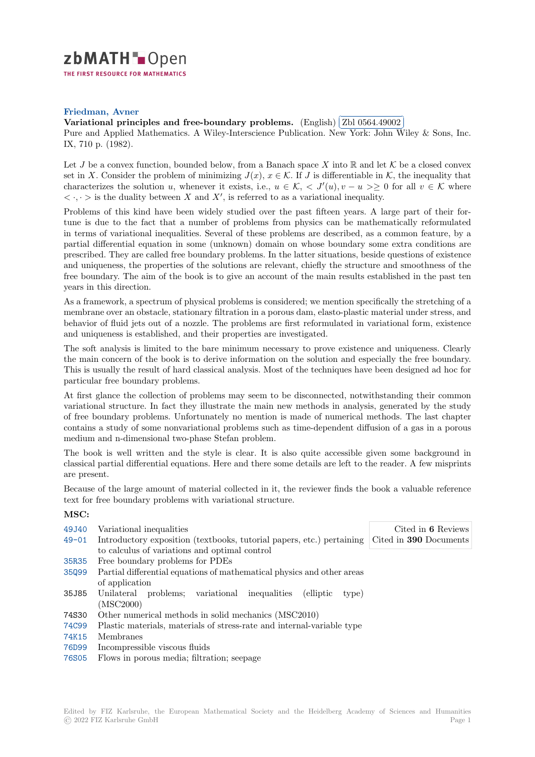**Friedman, Avner**

**Variational principles and free-boundary problems.** (English) Zbl 0564.49002

Pure and Applied Mathematics. A Wiley-Interscience Publication. New York: John Wiley & Sons, Inc. IX, 710 p. (1982).

Let $J$ be a convex function, bounded below, from a Banach space $X$ into $\mathbb{R}$ and let $\mathcal{K}$ be a closed convex set in $X$. Consider the problem of minimizing $J(x)$, $x \in \mathcal{K}$. If $J$ is differentiable in $\mathcal{K}$, the inequality that characterizes the solution $u$, whenever it exists, i.e., $u \in \mathcal{K}$, $< J'(u), v - u >\geq 0$ for all $v \in \mathcal{K}$ where $< \cdot, \cdot >$ is the duality between $X$ and $X'$, is referred to as a variational inequality.

Problems of this kind have been widely studied over the past fifteen years. A large part of their fortune is due to the fact that a number of problems from physics can be mathematically reformulated in terms of variational inequalities. Several of these problems are described, as a common feature, by a partial differential equation in some (unknown) domain on whose boundary some extra conditions are prescribed. They are called free boundary problems. In the latter situations, beside questions of existence and uniqueness, the properties of the solutions are relevant, chiefly the structure and smoothness of the free boundary. The aim of the book is to give an account of the main results established in the past ten years in this direction.

As a framework, a spectrum of physical problems is considered; we mention specifically the stretching of a membrane over an obstacle, stationary filtration in a porous dam, elasto-plastic material under stress, and behavior of fluid jets out of a nozzle. The problems are first reformulated in variational form, existence and uniqueness is established, and their properties are investigated.

The soft analysis is limited to the bare minimum necessary to prove existence and uniqueness. Clearly the main concern of the book is to derive information on the solution and especially the free boundary. This is usually the result of hard classical analysis. Most of the techniques have been designed ad hoc for particular free boundary problems.

At first glance the collection of problems may seem to be disconnected, notwithstanding their common variational structure. In fact they illustrate the main new methods in analysis, generated by the study of free boundary problems. Unfortunately no mention is made of numerical methods. The last chapter contains a study of some nonvariational problems such as time-dependent diffusion of a gas in a porous medium and n-dimensional two-phase Stefan problem.

The book is well written and the style is clear. It is also quite accessible given some background in classical partial differential equations. Here and there some details are left to the reader. A few misprints are present.

Because of the large amount of material collected in it, the reviewer finds the book a valuable reference text for free boundary problems with variational structure.

**MSC:**

| | | |
|---|---|---|
| 49J40 | Variational inequalities | Cited in **6** Reviews |
| 49-01 | Introductory exposition (textbooks, tutorial papers, etc.) pertaining to calculus of variations and optimal control | Cited in **390** Documents |
| 35R35 | Free boundary problems for PDEs | |
| 35Q99 | Partial differential equations of mathematical physics and other areas of application | |
| 35J85 | Unilateral problems; variational inequalities (elliptic type) (MSC2000) | |
| 74S30 | Other numerical methods in solid mechanics (MSC2010) | |
| 74C99 | Plastic materials, materials of stress-rate and internal-variable type | |
| 74K15 | Membranes | |
| 76D99 | Incompressible viscous fluids | |
| 76S05 | Flows in porous media; filtration; seepage | |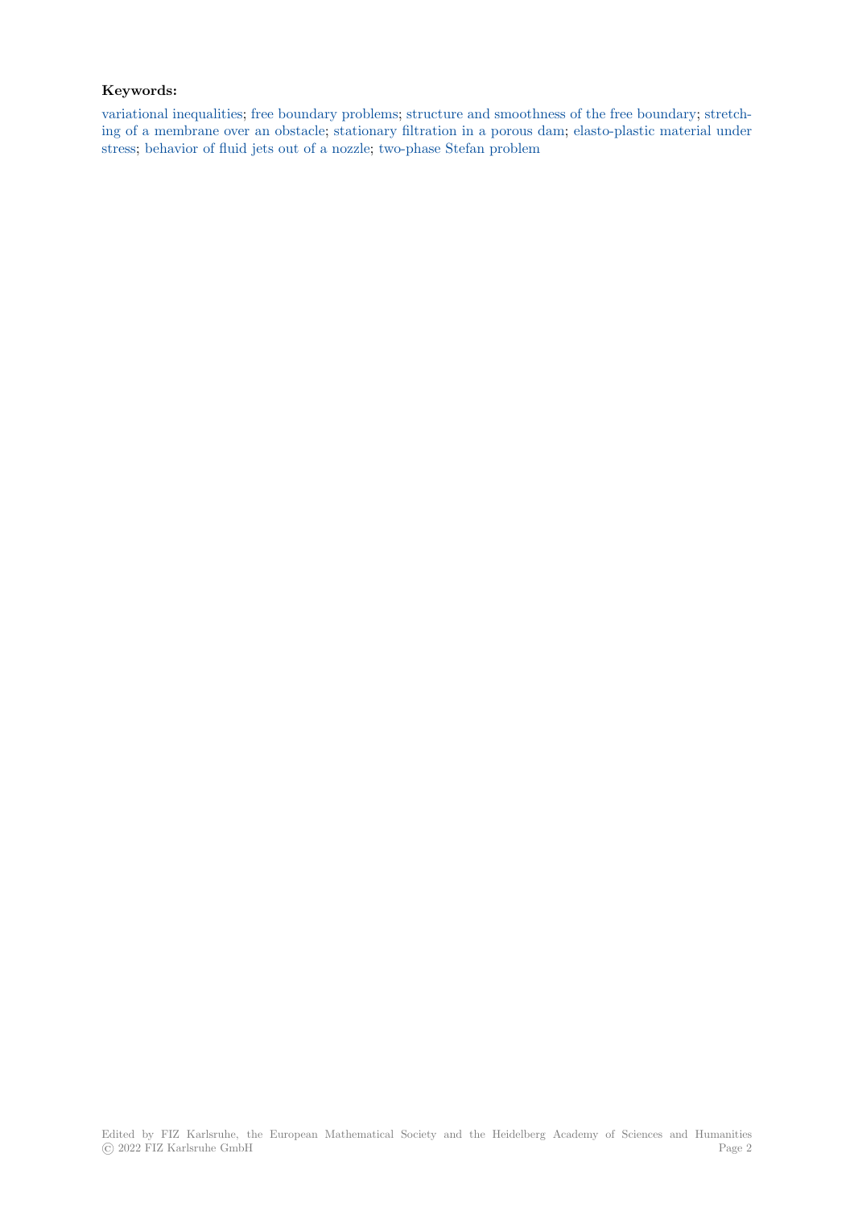**Keywords:**

variational inequalities; free boundary problems; structure and smoothness of the free boundary; stretching of a membrane over an obstacle; stationary filtration in a porous dam; elasto-plastic material under stress; behavior of fluid jets out of a nozzle; two-phase Stefan problem